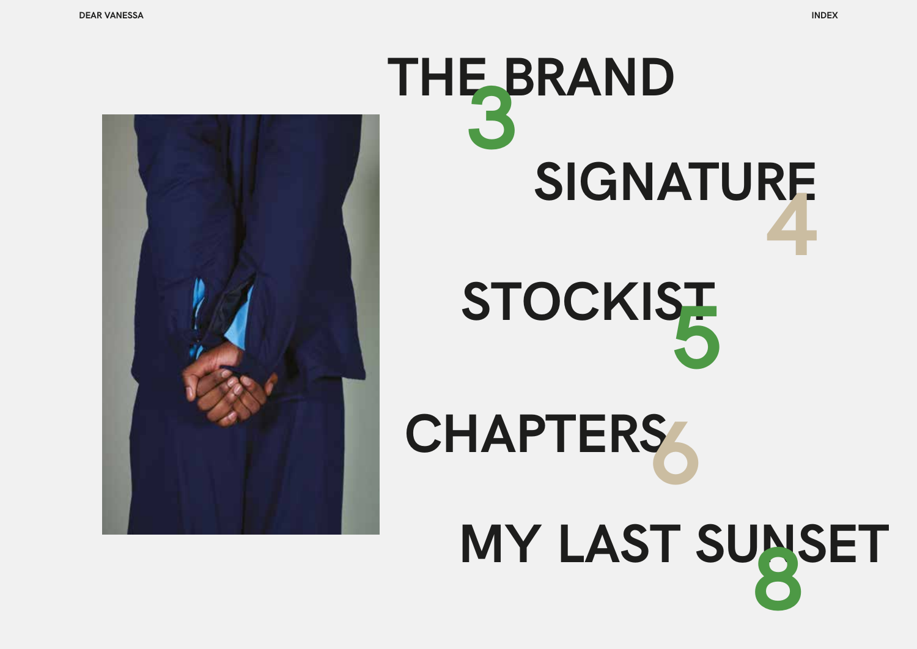DEAR VANESSA

# INDEX

- THE BRAND 3
- SIGNATURE 4
- STOCKIST 5
- CHAPTERS 6
- MY LAST SUNSET 8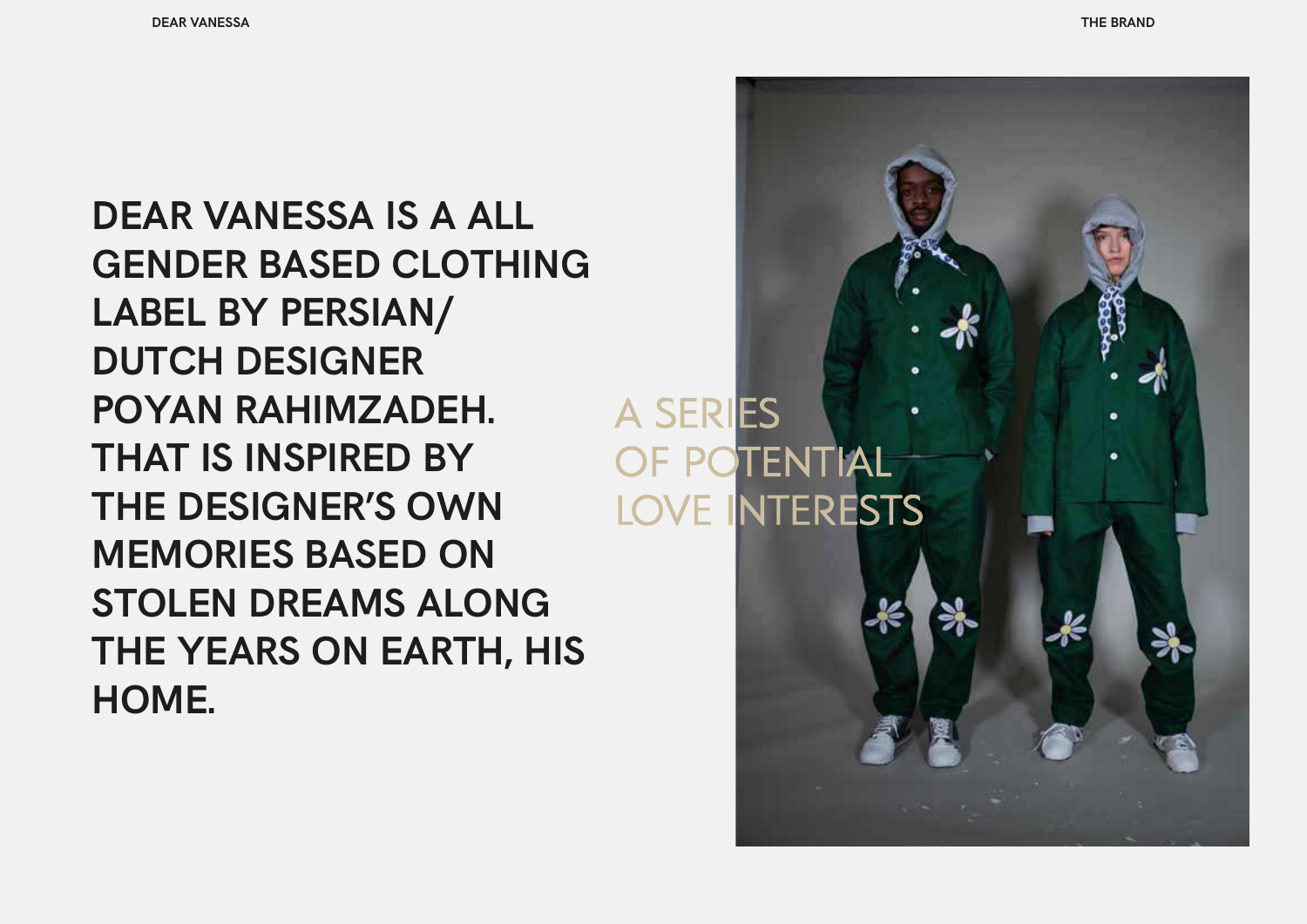DEAR VANESSA IS A ALL GENDER BASED CLOTHING LABEL BY PERSIAN/ DUTCH DESIGNER POYAN RAHIMZADEH. THAT IS INSPIRED BY THE DESIGNER'S OWN MEMORIES BASED ON STOLEN DREAMS ALONG THE YEARS ON EARTH, HIS HOME.

A SERIES OF POTENTIAL LOVE INTERESTS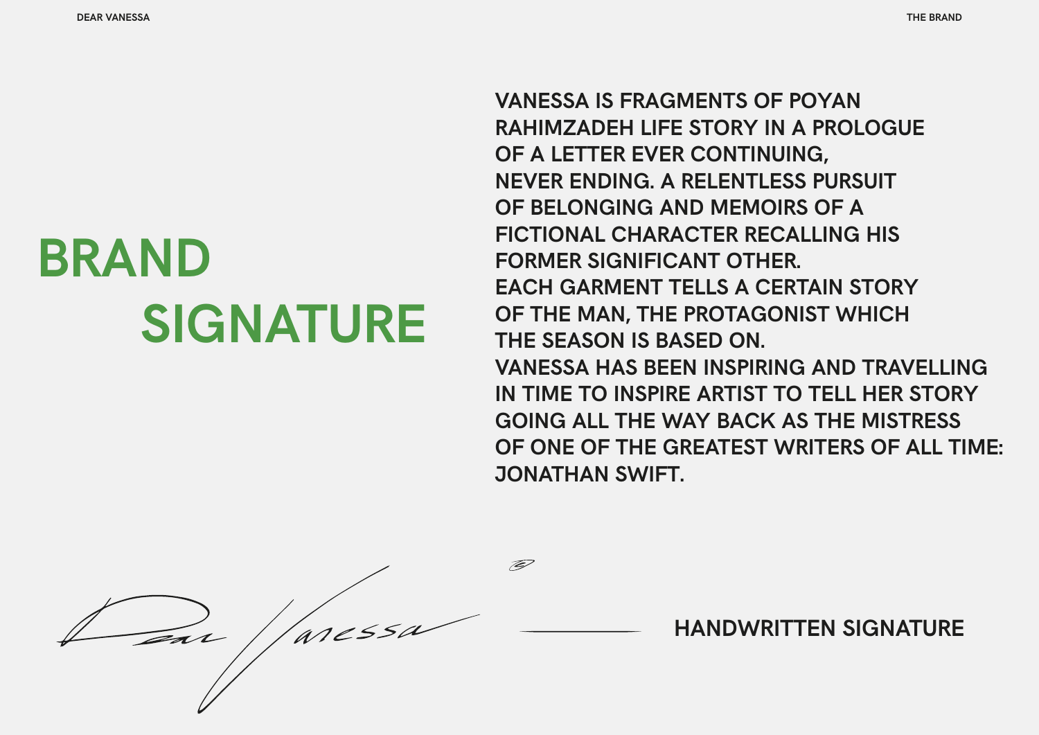# BRAND SIGNATURE

VANESSA IS FRAGMENTS OF POYAN RAHIMZADEH LIFE STORY IN A PROLOGUE OF A LETTER EVER CONTINUING, NEVER ENDING. A RELENTLESS PURSUIT OF BELONGING AND MEMOIRS OF A FICTIONAL CHARACTER RECALLING HIS FORMER SIGNIFICANT OTHER.
EACH GARMENT TELLS A CERTAIN STORY OF THE MAN, THE PROTAGONIST WHICH THE SEASON IS BASED ON.
VANESSA HAS BEEN INSPIRING AND TRAVELLING IN TIME TO INSPIRE ARTIST TO TELL HER STORY GOING ALL THE WAY BACK AS THE MISTRESS OF ONE OF THE GREATEST WRITERS OF ALL TIME: JONATHAN SWIFT.

HANDWRITTEN SIGNATURE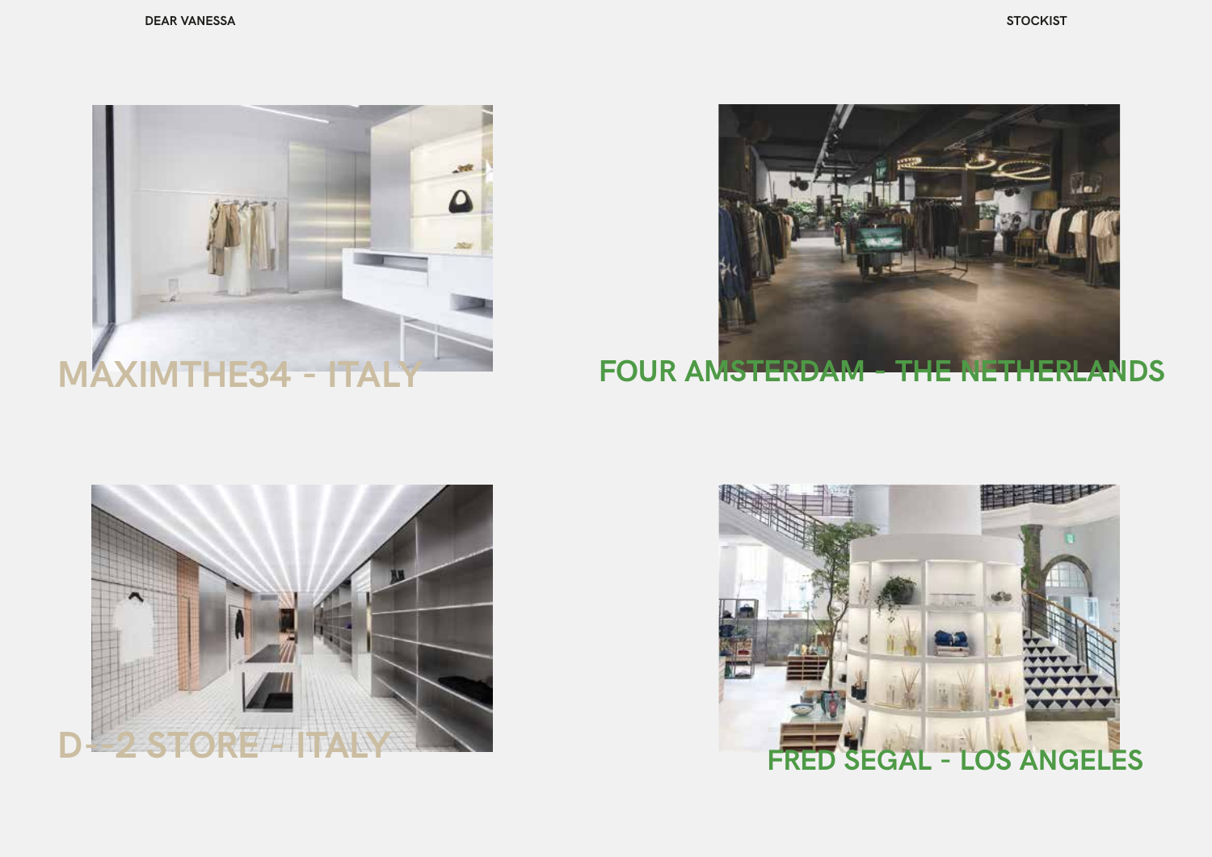MAXIMTHE34 - ITALY

FOUR AMSTERDAM - THE NETHERLANDS

D--2 STORE - ITALY

FRED SEGAL - LOS ANGELES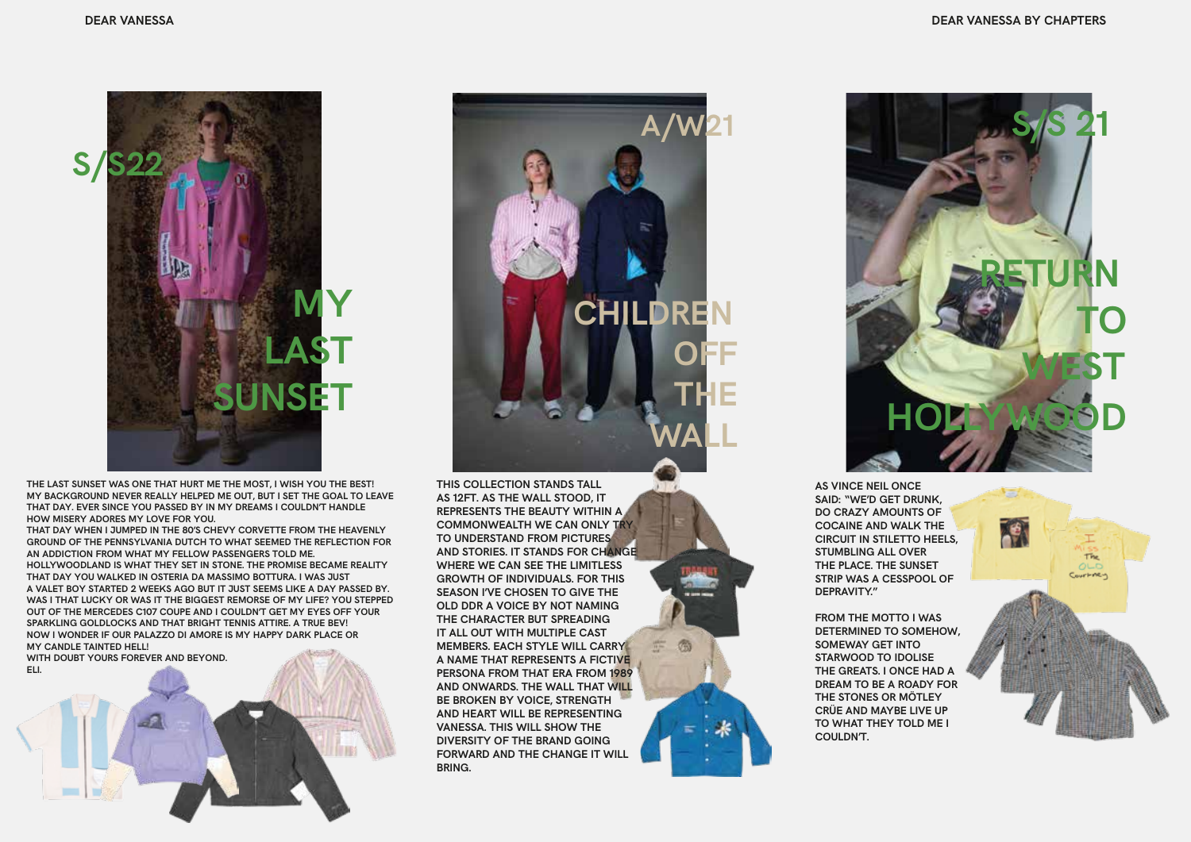## S/S22

# MY LAST SUNSET

THE LAST SUNSET WAS ONE THAT HURT ME THE MOST, I WISH YOU THE BEST! MY BACKGROUND NEVER REALLY HELPED ME OUT, BUT I SET THE GOAL TO LEAVE THAT DAY. EVER SINCE YOU PASSED BY IN MY DREAMS I COULDN'T HANDLE HOW MISERY ADORES MY LOVE FOR YOU.
THAT DAY WHEN I JUMPED IN THE 80'S CHEVY CORVETTE FROM THE HEAVENLY GROUND OF THE PENNSYLVANIA DUTCH TO WHAT SEEMED THE REFLECTION FOR AN ADDICTION FROM WHAT MY FELLOW PASSENGERS TOLD ME.
HOLLYWOODLAND IS WHAT THEY SET IN STONE. THE PROMISE BECAME REALITY THAT DAY YOU WALKED IN OSTERIA DA MASSIMO BOTTURA. I WAS JUST A VALET BOY STARTED 2 WEEKS AGO BUT IT JUST SEEMS LIKE A DAY PASSED BY. WAS I THAT LUCKY OR WAS IT THE BIGGEST REMORSE OF MY LIFE? YOU STEPPED OUT OF THE MERCEDES C107 COUPE AND I COULDN'T GET MY EYES OFF YOUR SPARKLING GOLDLOCKS AND THAT BRIGHT TENNIS ATTIRE. A TRUE BEV!
NOW I WONDER IF OUR PALAZZO DI AMORE IS MY HAPPY DARK PLACE OR MY CANDLE TAINTED HELL!
WITH DOUBT YOURS FOREVER AND BEYOND.
ELI.

## A/W21

# CHILDREN OFF THE WALL

THIS COLLECTION STANDS TALL AS 12FT. AS THE WALL STOOD, IT REPRESENTS THE BEAUTY WITHIN A COMMONWEALTH WE CAN ONLY TRY TO UNDERSTAND FROM PICTURES AND STORIES. IT STANDS FOR CHANGE WHERE WE CAN SEE THE LIMITLESS GROWTH OF INDIVIDUALS. FOR THIS SEASON I'VE CHOSEN TO GIVE THE OLD DDR A VOICE BY NOT NAMING THE CHARACTER BUT SPREADING IT ALL OUT WITH MULTIPLE CAST MEMBERS. EACH STYLE WILL CARRY A NAME THAT REPRESENTS A FICTIVE PERSONA FROM THAT ERA FROM 1989 AND ONWARDS. THE WALL THAT WILL BE BROKEN BY VOICE, STRENGTH AND HEART WILL BE REPRESENTING VANESSA. THIS WILL SHOW THE DIVERSITY OF THE BRAND GOING FORWARD AND THE CHANGE IT WILL BRING.

## S/S 21

# RETURN TO WEST HOLLYWOOD

AS VINCE NEIL ONCE SAID: "WE'D GET DRUNK, DO CRAZY AMOUNTS OF COCAINE AND WALK THE CIRCUIT IN STILETTO HEELS, STUMBLING ALL OVER THE PLACE. THE SUNSET STRIP WAS A CESSPOOL OF DEPRAVITY."

FROM THE MOTTO I WAS DETERMINED TO SOMEHOW, SOMEWAY GET INTO STARWOOD TO IDOLISE THE GREATS. I ONCE HAD A DREAM TO BE A ROADY FOR THE STONES OR MÖTLEY CRÜE AND MAYBE LIVE UP TO WHAT THEY TOLD ME I COULDN'T.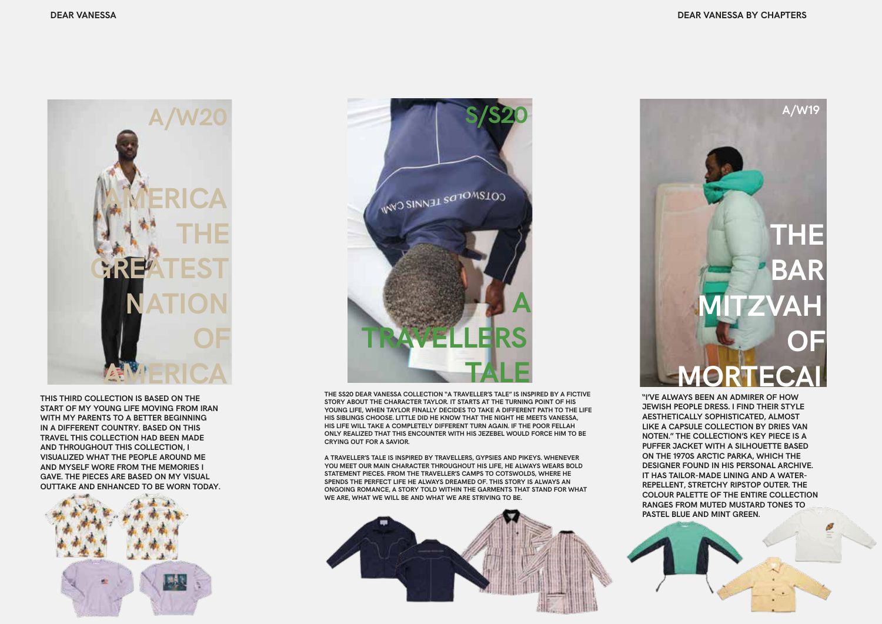## A/W20

### AMERICA THE GREATEST NATION OF AMERICA

THIS THIRD COLLECTION IS BASED ON THE START OF MY YOUNG LIFE MOVING FROM IRAN WITH MY PARENTS TO A BETTER BEGINNING IN A DIFFERENT COUNTRY. BASED ON THIS TRAVEL THIS COLLECTION HAD BEEN MADE AND THROUGHOUT THIS COLLECTION, I VISUALIZED WHAT THE PEOPLE AROUND ME AND MYSELF WORE FROM THE MEMORIES I GAVE. THE PIECES ARE BASED ON MY VISUAL OUTTAKE AND ENHANCED TO BE WORN TODAY.

## S/S20

### A TRAVELLERS TALE

THE SS20 DEAR VANESSA COLLECTION "A TRAVELLER'S TALE" IS INSPIRED BY A FICTIVE STORY ABOUT THE CHARACTER TAYLOR. IT STARTS AT THE TURNING POINT OF HIS YOUNG LIFE, WHEN TAYLOR FINALLY DECIDES TO TAKE A DIFFERENT PATH TO THE LIFE HIS SIBLINGS CHOOSE. LITTLE DID HE KNOW THAT THE NIGHT HE MEETS VANESSA, HIS LIFE WILL TAKE A COMPLETELY DIFFERENT TURN AGAIN. IF THE POOR FELLAH ONLY REALIZED THAT THIS ENCOUNTER WITH HIS JEZEBEL WOULD FORCE HIM TO BE CRYING OUT FOR A SAVIOR.

A TRAVELLER'S TALE IS INSPIRED BY TRAVELLERS, GYPSIES AND PIKEYS. WHENEVER YOU MEET OUR MAIN CHARACTER THROUGHOUT HIS LIFE, HE ALWAYS WEARS BOLD STATEMENT PIECES. FROM THE TRAVELLER'S CAMPS TO COTSWOLDS, WHERE HE SPENDS THE PERFECT LIFE HE ALWAYS DREAMED OF. THIS STORY IS ALWAYS AN ONGOING ROMANCE, A STORY TOLD WITHIN THE GARMENTS THAT STAND FOR WHAT WE ARE, WHAT WE WILL BE AND WHAT WE ARE STRIVING TO BE.

## A/W19

### THE BAR MITZVAH OF MORTECAI

"I'VE ALWAYS BEEN AN ADMIRER OF HOW JEWISH PEOPLE DRESS. I FIND THEIR STYLE AESTHETICALLY SOPHISTICATED, ALMOST LIKE A CAPSULE COLLECTION BY DRIES VAN NOTEN." THE COLLECTION'S KEY PIECE IS A PUFFER JACKET WITH A SILHOUETTE BASED ON THE 1970S ARCTIC PARKA, WHICH THE DESIGNER FOUND IN HIS PERSONAL ARCHIVE. IT HAS TAILOR-MADE LINING AND A WATER-REPELLENT, STRETCHY RIPSTOP OUTER. THE COLOUR PALETTE OF THE ENTIRE COLLECTION RANGES FROM MUTED MUSTARD TONES TO PASTEL BLUE AND MINT GREEN.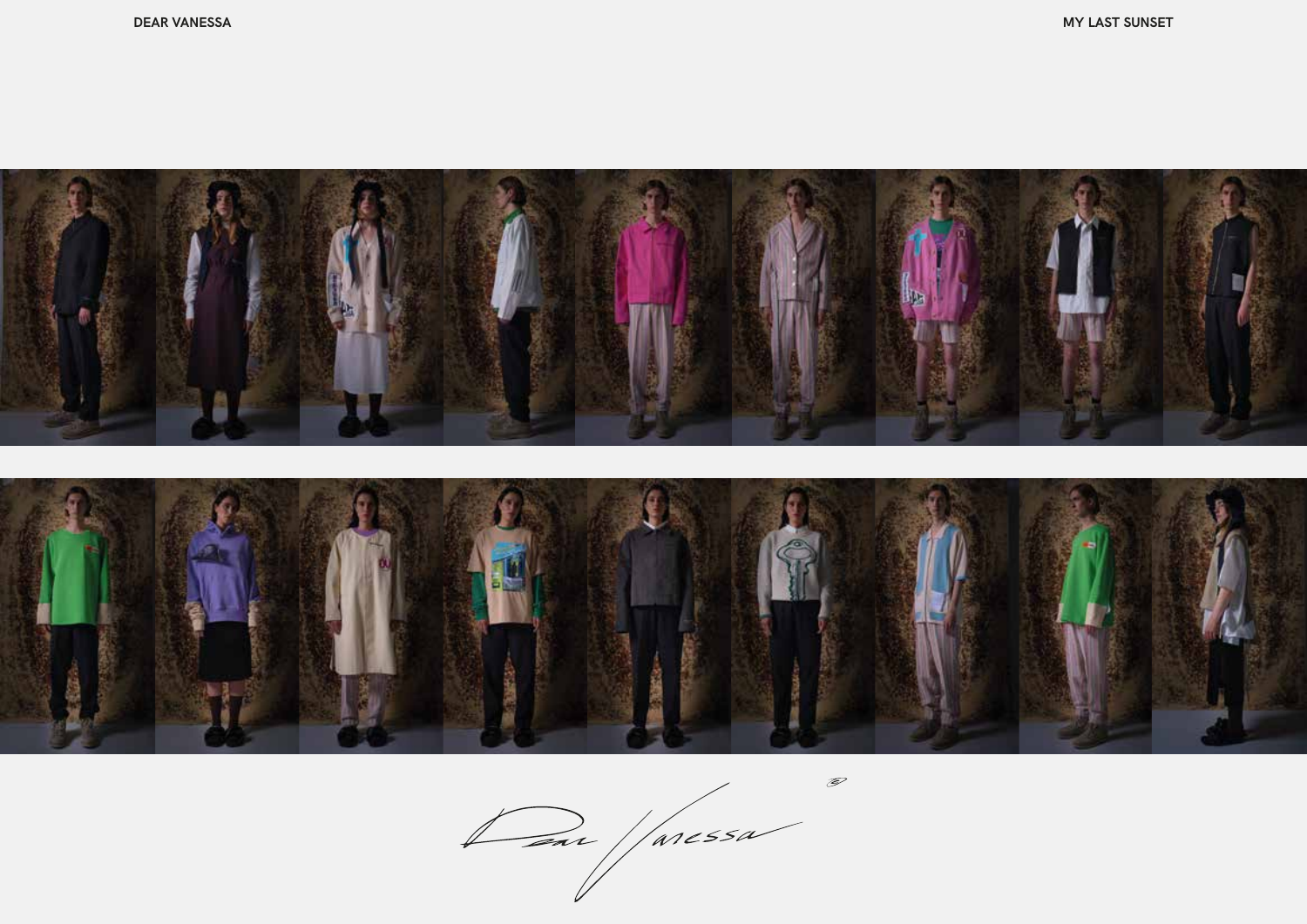DEAR VANESSA

MY LAST SUNSET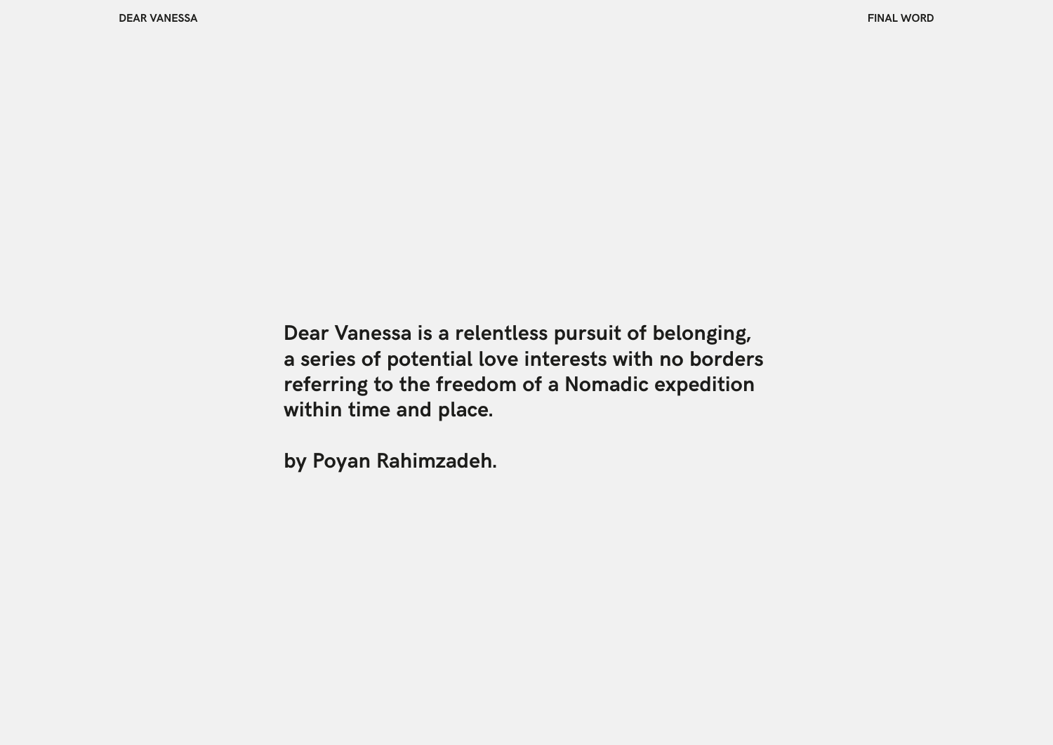Dear Vanessa is a relentless pursuit of belonging, a series of potential love interests with no borders referring to the freedom of a Nomadic expedition within time and place.

by Poyan Rahimzadeh.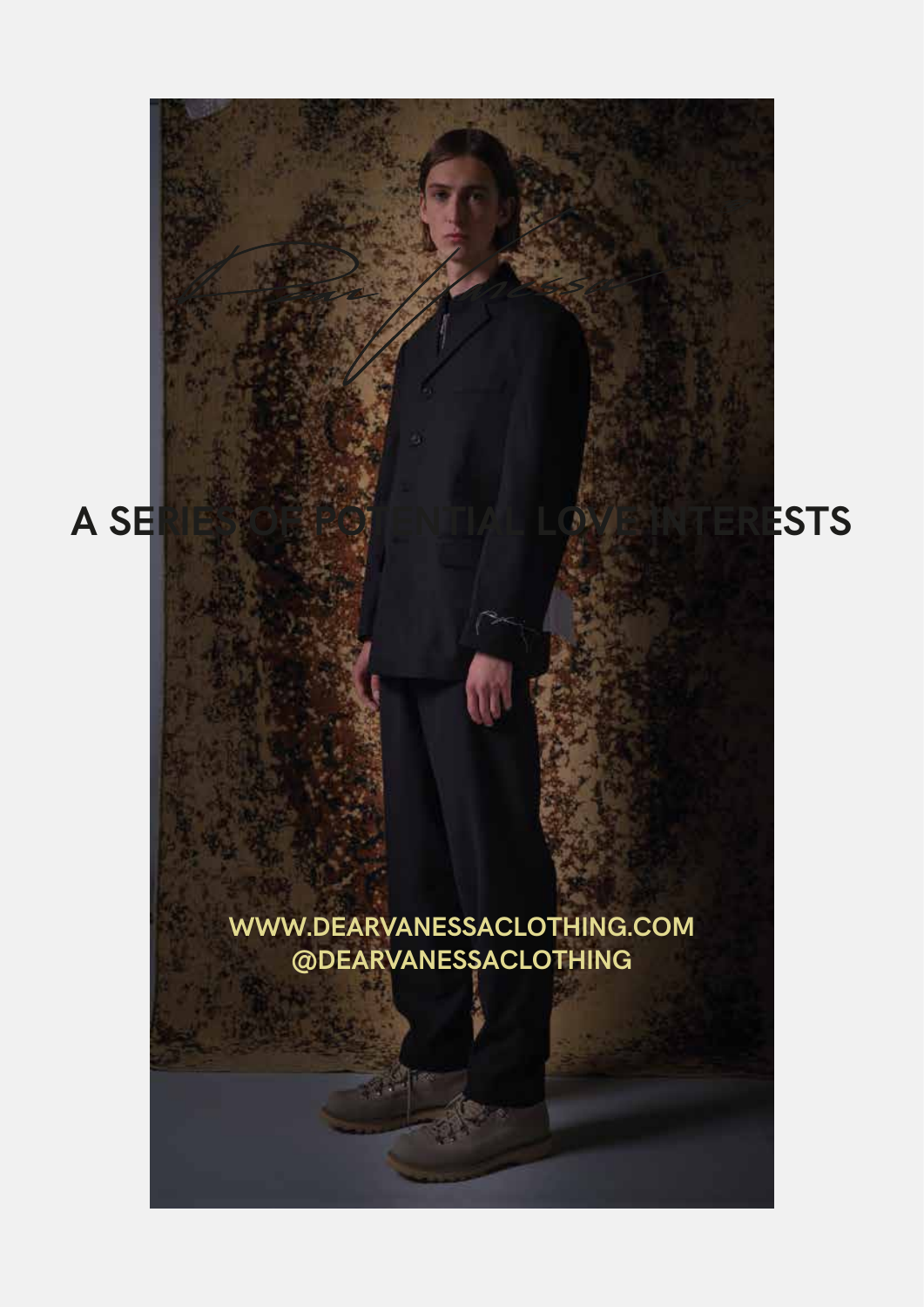A SERIES OF POTENTIAL LOVE INTERESTS

WWW.DEARVANESSACLOTHING.COM
@DEARVANESSACLOTHING